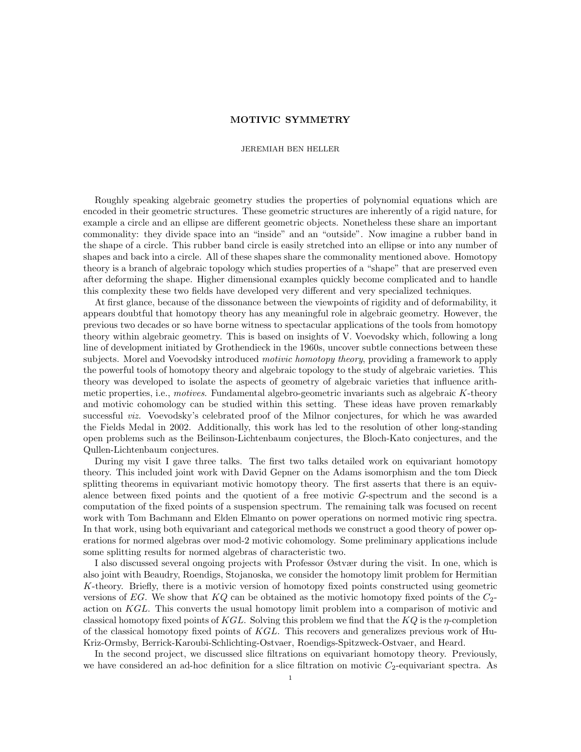# MOTIVIC SYMMETRY

JEREMIAH BEN HELLER

Roughly speaking algebraic geometry studies the properties of polynomial equations which are encoded in their geometric structures. These geometric structures are inherently of a rigid nature, for example a circle and an ellipse are different geometric objects. Nonetheless these share an important commonality: they divide space into an "inside" and an "outside". Now imagine a rubber band in the shape of a circle. This rubber band circle is easily stretched into an ellipse or into any number of shapes and back into a circle. All of these shapes share the commonality mentioned above. Homotopy theory is a branch of algebraic topology which studies properties of a "shape" that are preserved even after deforming the shape. Higher dimensional examples quickly become complicated and to handle this complexity these two fields have developed very different and very specialized techniques.

At first glance, because of the dissonance between the viewpoints of rigidity and of deformability, it appears doubtful that homotopy theory has any meaningful role in algebraic geometry. However, the previous two decades or so have borne witness to spectacular applications of the tools from homotopy theory within algebraic geometry. This is based on insights of V. Voevodsky which, following a long line of development initiated by Grothendieck in the 1960s, uncover subtle connections between these subjects. Morel and Voevodsky introduced *motivic homotopy theory*, providing a framework to apply the powerful tools of homotopy theory and algebraic topology to the study of algebraic varieties. This theory was developed to isolate the aspects of geometry of algebraic varieties that influence arithmetic properties, i.e., *motives*. Fundamental algebro-geometric invariants such as algebraic $K$-theory and motivic cohomology can be studied within this setting. These ideas have proven remarkably successful *viz.* Voevodsky's celebrated proof of the Milnor conjectures, for which he was awarded the Fields Medal in 2002. Additionally, this work has led to the resolution of other long-standing open problems such as the Beilinson-Lichtenbaum conjectures, the Bloch-Kato conjectures, and the Qullen-Lichtenbaum conjectures.

During my visit I gave three talks. The first two talks detailed work on equivariant homotopy theory. This included joint work with David Gepner on the Adams isomorphism and the tom Dieck splitting theorems in equivariant motivic homotopy theory. The first asserts that there is an equivalence between fixed points and the quotient of a free motivic $G$-spectrum and the second is a computation of the fixed points of a suspension spectrum. The remaining talk was focused on recent work with Tom Bachmann and Elden Elmanto on power operations on normed motivic ring spectra. In that work, using both equivariant and categorical methods we construct a good theory of power operations for normed algebras over mod-2 motivic cohomology. Some preliminary applications include some splitting results for normed algebras of characteristic two.

I also discussed several ongoing projects with Professor Østvær during the visit. In one, which is also joint with Beaudry, Roendigs, Stojanoska, we consider the homotopy limit problem for Hermitian $K$-theory. Briefly, there is a motivic version of homotopy fixed points constructed using geometric versions of $EG$. We show that $KQ$ can be obtained as the motivic homotopy fixed points of the $C_2$-action on $KGL$. This converts the usual homotopy limit problem into a comparison of motivic and classical homotopy fixed points of $KGL$. Solving this problem we find that the $KQ$ is the $\eta$-completion of the classical homotopy fixed points of $KGL$. This recovers and generalizes previous work of Hu-Kriz-Ormsby, Berrick-Karoubi-Schlichting-Ostvaer, Roendigs-Spitzweck-Ostvaer, and Heard.

In the second project, we discussed slice filtrations on equivariant homotopy theory. Previously, we have considered an ad-hoc definition for a slice filtration on motivic $C_2$-equivariant spectra. As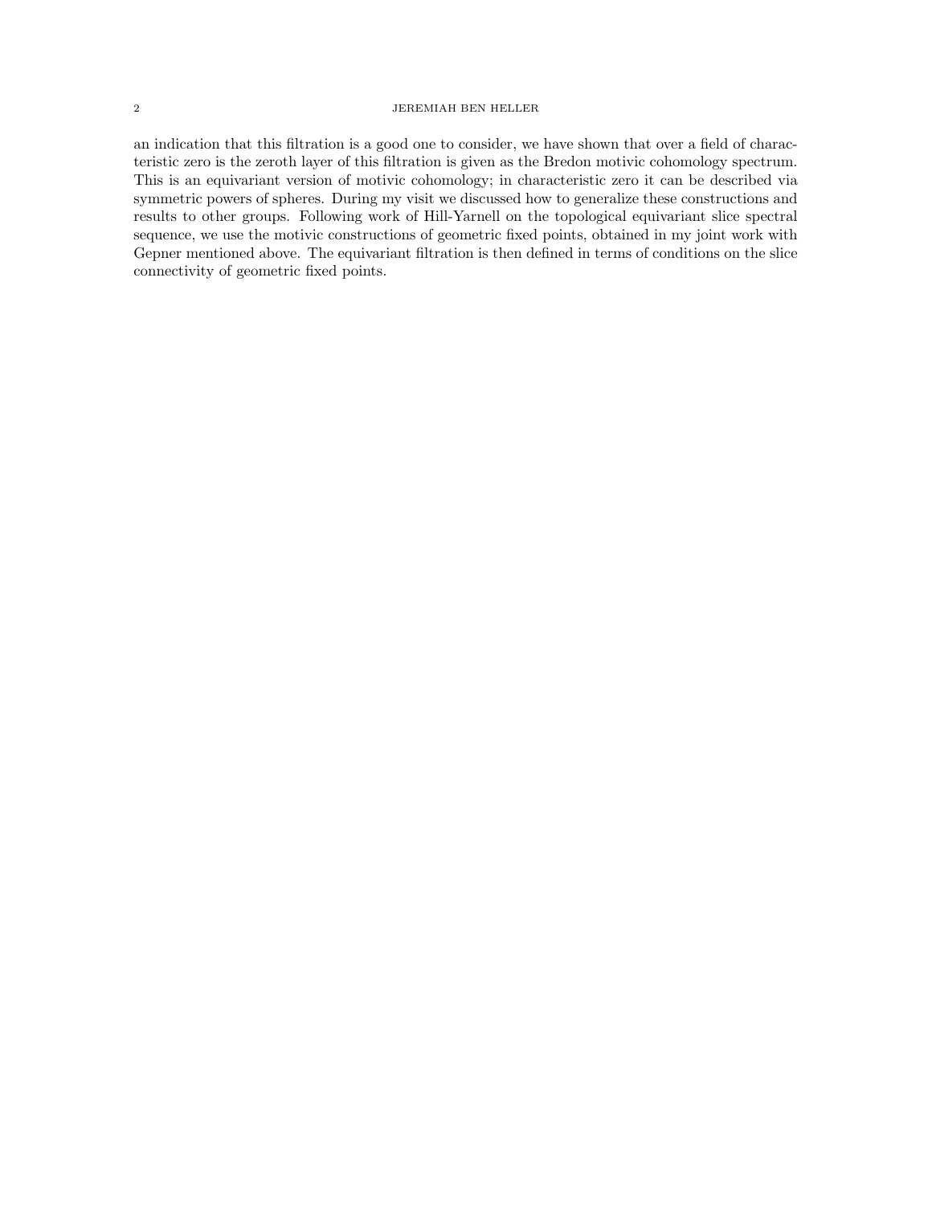an indication that this filtration is a good one to consider, we have shown that over a field of characteristic zero is the zeroth layer of this filtration is given as the Bredon motivic cohomology spectrum. This is an equivariant version of motivic cohomology; in characteristic zero it can be described via symmetric powers of spheres. During my visit we discussed how to generalize these constructions and results to other groups. Following work of Hill-Yarnell on the topological equivariant slice spectral sequence, we use the motivic constructions of geometric fixed points, obtained in my joint work with Gepner mentioned above. The equivariant filtration is then defined in terms of conditions on the slice connectivity of geometric fixed points.